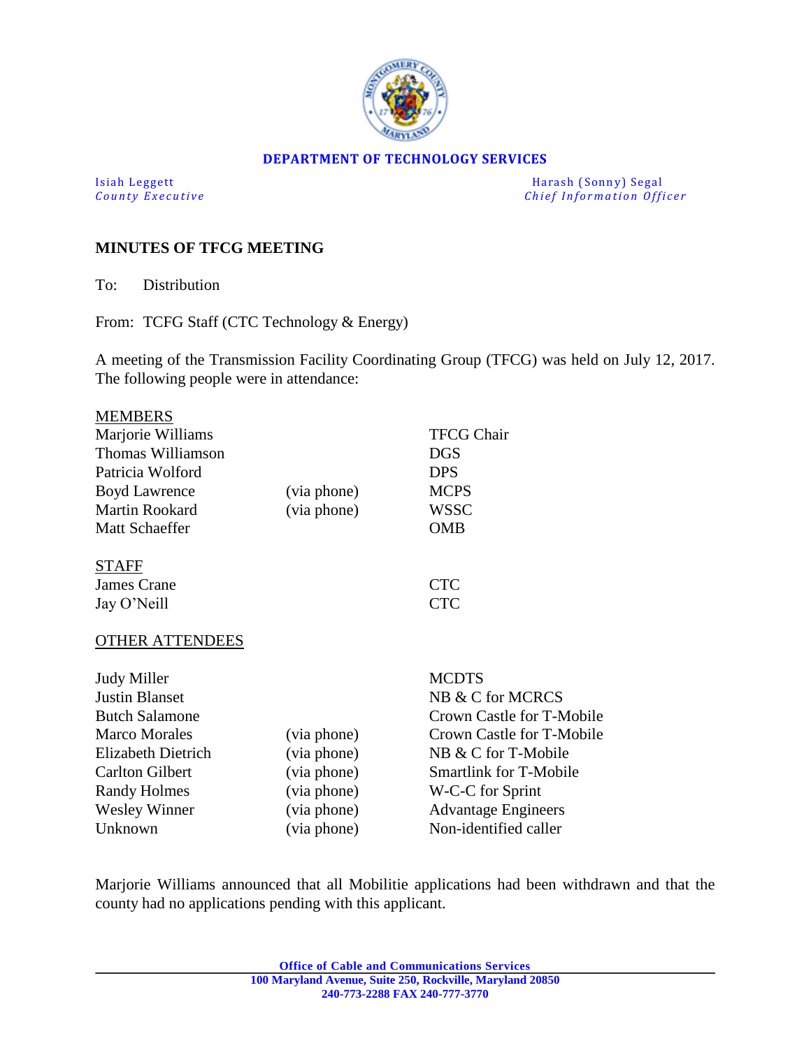**DEPARTMENT OF TECHNOLOGY SERVICES**

| | |
|---|---|
| Isiah Leggett | Harash (Sonny) Segal |
| *County Executive* | *Chief Information Officer* |

## MINUTES OF TFCG MEETING

To: Distribution

From: TCFG Staff (CTC Technology & Energy)

A meeting of the Transmission Facility Coordinating Group (TFCG) was held on July 12, 2017. The following people were in attendance:

| | | |
|---|---|---|
| <u>MEMBERS</u> | | |
| Marjorie Williams | | TFCG Chair |
| Thomas Williamson | | DGS |
| Patricia Wolford | | DPS |
| Boyd Lawrence | (via phone) | MCPS |
| Martin Rookard | (via phone) | WSSC |
| Matt Schaeffer | | OMB |
| <u>STAFF</u> | | |
| James Crane | | CTC |
| Jay O'Neill | | CTC |
| <u>OTHER ATTENDEES</u> | | |
| Judy Miller | | MCDTS |
| Justin Blanset | | NB & C for MCRCS |
| Butch Salamone | | Crown Castle for T-Mobile |
| Marco Morales | (via phone) | Crown Castle for T-Mobile |
| Elizabeth Dietrich | (via phone) | NB & C for T-Mobile |
| Carlton Gilbert | (via phone) | Smartlink for T-Mobile |
| Randy Holmes | (via phone) | W-C-C for Sprint |
| Wesley Winner | (via phone) | Advantage Engineers |
| Unknown | (via phone) | Non-identified caller |

Marjorie Williams announced that all Mobilitie applications had been withdrawn and that the county had no applications pending with this applicant.

**Office of Cable and Communications Services**
**100 Maryland Avenue, Suite 250, Rockville, Maryland 20850**
**240-773-2288 FAX 240-777-3770**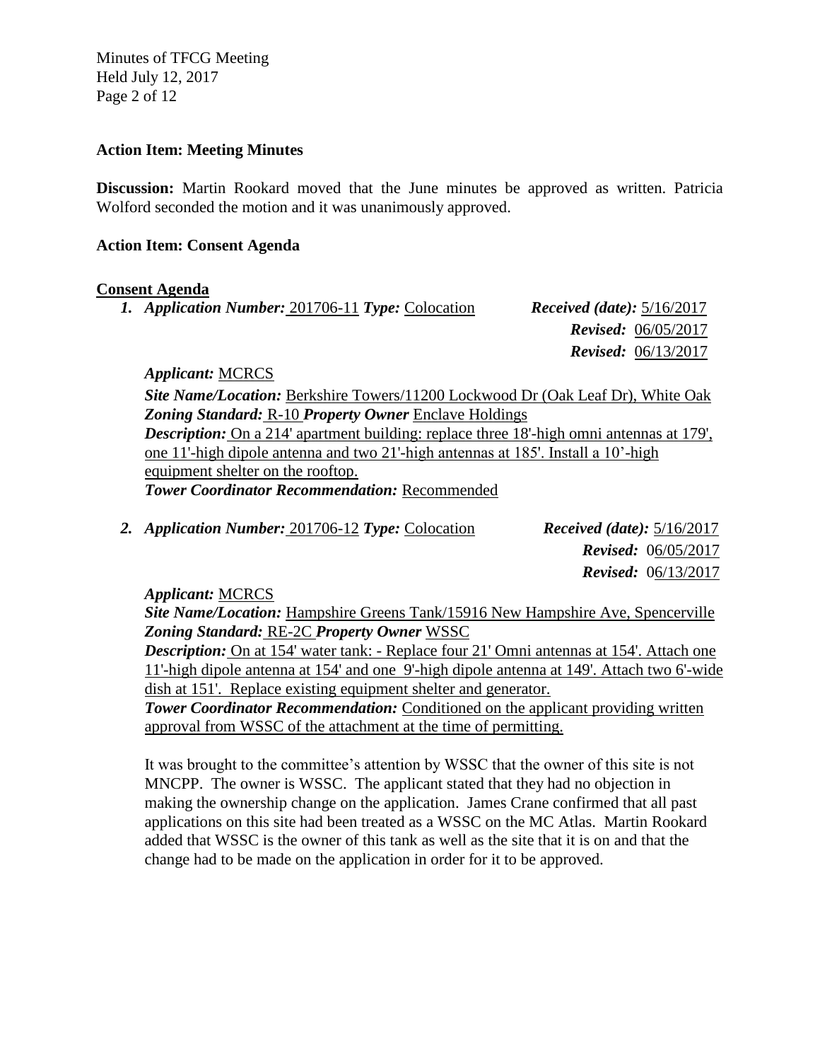**Action Item: Meeting Minutes**

**Discussion:** Martin Rookard moved that the June minutes be approved as written. Patricia Wolford seconded the motion and it was unanimously approved.

**Action Item: Consent Agenda**

**Consent Agenda**

1. ***Application Number:*** 201706-11 ***Type:*** Colocation ***Received (date):*** 5/16/2017
   ***Revised:*** 06/05/2017
   ***Revised:*** 06/13/2017

   ***Applicant:*** MCRCS
   ***Site Name/Location:*** Berkshire Towers/11200 Lockwood Dr (Oak Leaf Dr), White Oak
   ***Zoning Standard:*** R-10 ***Property Owner*** Enclave Holdings
   ***Description:*** On a 214' apartment building: replace three 18'-high omni antennas at 179', one 11'-high dipole antenna and two 21'-high antennas at 185'. Install a 10'-high equipment shelter on the rooftop.
   ***Tower Coordinator Recommendation:*** Recommended

2. ***Application Number:*** 201706-12 ***Type:*** Colocation ***Received (date):*** 5/16/2017
   ***Revised:*** 06/05/2017
   ***Revised:*** 06/13/2017

   ***Applicant:*** MCRCS
   ***Site Name/Location:*** Hampshire Greens Tank/15916 New Hampshire Ave, Spencerville
   ***Zoning Standard:*** RE-2C ***Property Owner*** WSSC
   ***Description:*** On at 154' water tank: - Replace four 21' Omni antennas at 154'. Attach one 11'-high dipole antenna at 154' and one 9'-high dipole antenna at 149'. Attach two 6'-wide dish at 151'. Replace existing equipment shelter and generator.
   ***Tower Coordinator Recommendation:*** Conditioned on the applicant providing written approval from WSSC of the attachment at the time of permitting.

   It was brought to the committee's attention by WSSC that the owner of this site is not MNCPP. The owner is WSSC. The applicant stated that they had no objection in making the ownership change on the application. James Crane confirmed that all past applications on this site had been treated as a WSSC on the MC Atlas. Martin Rookard added that WSSC is the owner of this tank as well as the site that it is on and that the change had to be made on the application in order for it to be approved.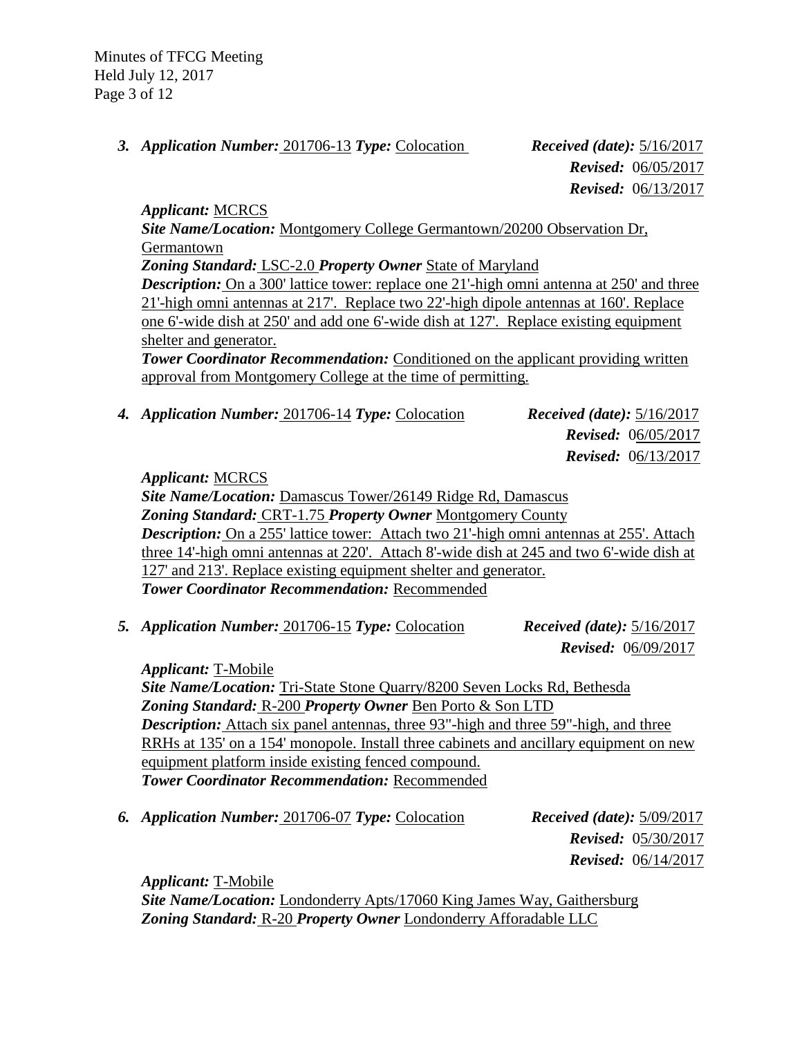3. ***Application Number:*** 201706-13 ***Type:*** Colocation ***Received (date):*** 5/16/2017
***Revised:*** 06/05/2017
***Revised:*** 06/13/2017

***Applicant:*** MCRCS
***Site Name/Location:*** Montgomery College Germantown/20200 Observation Dr, Germantown
***Zoning Standard:*** LSC-2.0 ***Property Owner*** State of Maryland
***Description:*** On a 300' lattice tower: replace one 21'-high omni antenna at 250' and three 21'-high omni antennas at 217'. Replace two 22'-high dipole antennas at 160'. Replace one 6'-wide dish at 250' and add one 6'-wide dish at 127'. Replace existing equipment shelter and generator.
***Tower Coordinator Recommendation:*** Conditioned on the applicant providing written approval from Montgomery College at the time of permitting.

4. ***Application Number:*** 201706-14 ***Type:*** Colocation ***Received (date):*** 5/16/2017
***Revised:*** 06/05/2017
***Revised:*** 06/13/2017

***Applicant:*** MCRCS
***Site Name/Location:*** Damascus Tower/26149 Ridge Rd, Damascus
***Zoning Standard:*** CRT-1.75 ***Property Owner*** Montgomery County
***Description:*** On a 255' lattice tower: Attach two 21'-high omni antennas at 255'. Attach three 14'-high omni antennas at 220'. Attach 8'-wide dish at 245 and two 6'-wide dish at 127' and 213'. Replace existing equipment shelter and generator.
***Tower Coordinator Recommendation:*** Recommended

5. ***Application Number:*** 201706-15 ***Type:*** Colocation ***Received (date):*** 5/16/2017
***Revised:*** 06/09/2017

***Applicant:*** T-Mobile
***Site Name/Location:*** Tri-State Stone Quarry/8200 Seven Locks Rd, Bethesda
***Zoning Standard:*** R-200 ***Property Owner*** Ben Porto & Son LTD
***Description:*** Attach six panel antennas, three 93"-high and three 59"-high, and three RRHs at 135' on a 154' monopole. Install three cabinets and ancillary equipment on new equipment platform inside existing fenced compound.
***Tower Coordinator Recommendation:*** Recommended

6. ***Application Number:*** 201706-07 ***Type:*** Colocation ***Received (date):*** 5/09/2017
***Revised:*** 05/30/2017
***Revised:*** 06/14/2017

***Applicant:*** T-Mobile
***Site Name/Location:*** Londonderry Apts/17060 King James Way, Gaithersburg
***Zoning Standard:*** R-20 ***Property Owner*** Londonderry Afforadable LLC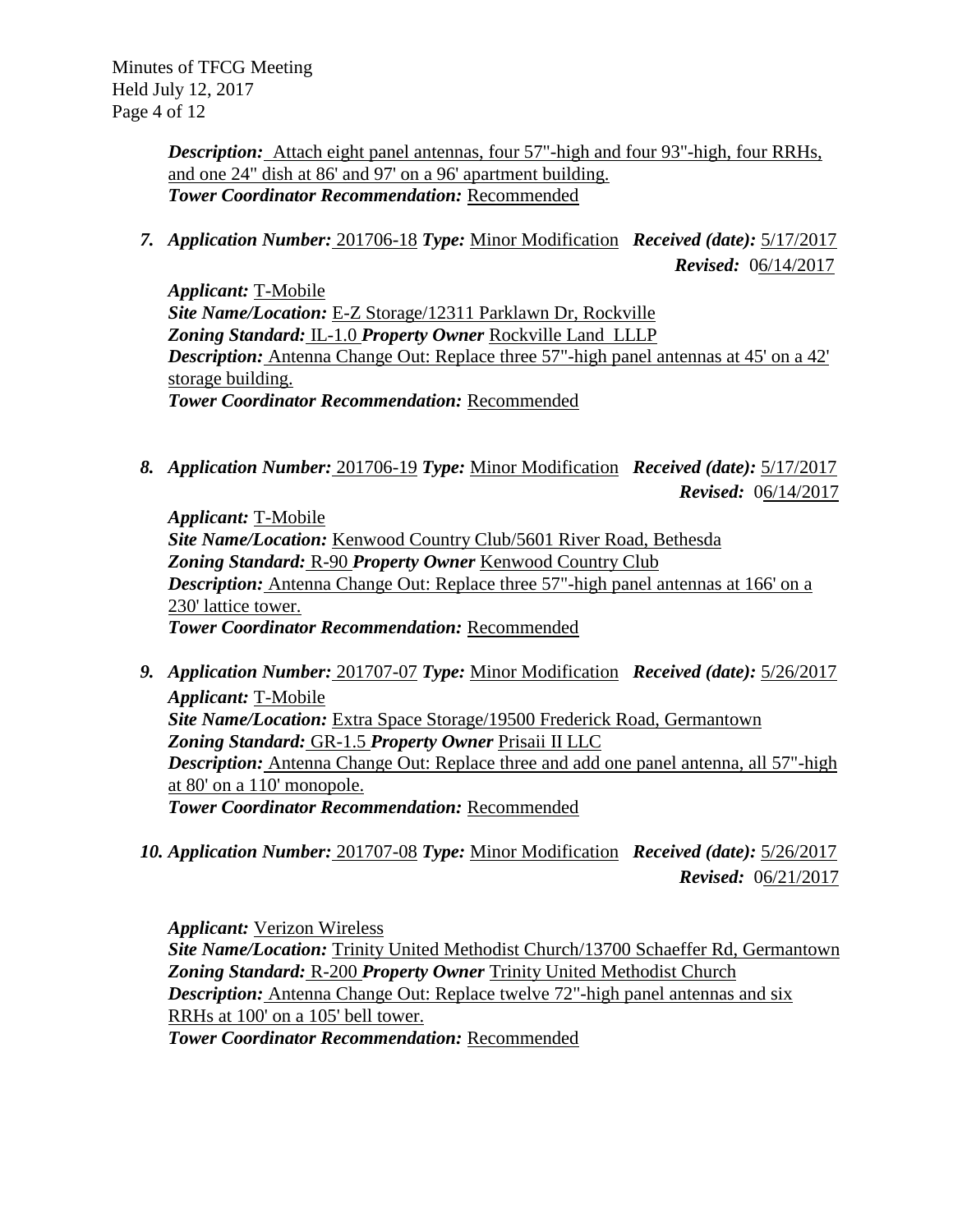***Description:*** Attach eight panel antennas, four 57"-high and four 93"-high, four RRHs, and one 24" dish at 86' and 97' on a 96' apartment building.
***Tower Coordinator Recommendation:*** Recommended

7. ***Application Number:*** 201706-18 ***Type:*** Minor Modification ***Received (date):*** 5/17/2017
***Revised:*** 06/14/2017

***Applicant:*** T-Mobile
***Site Name/Location:*** E-Z Storage/12311 Parklawn Dr, Rockville
***Zoning Standard:*** IL-1.0 ***Property Owner*** Rockville Land LLLP
***Description:*** Antenna Change Out: Replace three 57"-high panel antennas at 45' on a 42' storage building.
***Tower Coordinator Recommendation:*** Recommended

8. ***Application Number:*** 201706-19 ***Type:*** Minor Modification ***Received (date):*** 5/17/2017
***Revised:*** 06/14/2017

***Applicant:*** T-Mobile
***Site Name/Location:*** Kenwood Country Club/5601 River Road, Bethesda
***Zoning Standard:*** R-90 ***Property Owner*** Kenwood Country Club
***Description:*** Antenna Change Out: Replace three 57"-high panel antennas at 166' on a 230' lattice tower.
***Tower Coordinator Recommendation:*** Recommended

9. ***Application Number:*** 201707-07 ***Type:*** Minor Modification ***Received (date):*** 5/26/2017
***Applicant:*** T-Mobile
***Site Name/Location:*** Extra Space Storage/19500 Frederick Road, Germantown
***Zoning Standard:*** GR-1.5 ***Property Owner*** Prisaii II LLC
***Description:*** Antenna Change Out: Replace three and add one panel antenna, all 57"-high at 80' on a 110' monopole.
***Tower Coordinator Recommendation:*** Recommended

10. ***Application Number:*** 201707-08 ***Type:*** Minor Modification ***Received (date):*** 5/26/2017
***Revised:*** 06/21/2017

***Applicant:*** Verizon Wireless
***Site Name/Location:*** Trinity United Methodist Church/13700 Schaeffer Rd, Germantown
***Zoning Standard:*** R-200 ***Property Owner*** Trinity United Methodist Church
***Description:*** Antenna Change Out: Replace twelve 72"-high panel antennas and six RRHs at 100' on a 105' bell tower.
***Tower Coordinator Recommendation:*** Recommended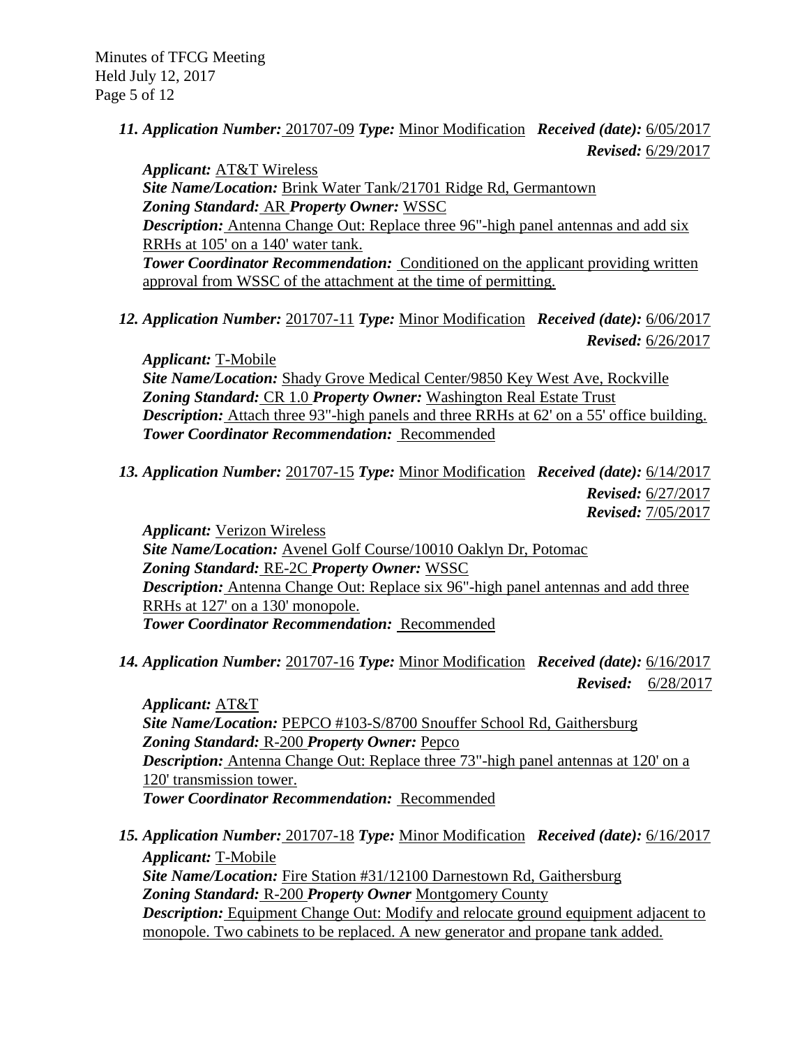11. ***Application Number:*** 201707-09 ***Type:*** Minor Modification ***Received (date):*** 6/05/2017
***Revised:*** 6/29/2017

***Applicant:*** AT&T Wireless
***Site Name/Location:*** Brink Water Tank/21701 Ridge Rd, Germantown
***Zoning Standard:*** AR ***Property Owner:*** WSSC
***Description:*** Antenna Change Out: Replace three 96"-high panel antennas and add six RRHs at 105' on a 140' water tank.
***Tower Coordinator Recommendation:*** Conditioned on the applicant providing written approval from WSSC of the attachment at the time of permitting.

12. ***Application Number:*** 201707-11 ***Type:*** Minor Modification ***Received (date):*** 6/06/2017
***Revised:*** 6/26/2017

***Applicant:*** T-Mobile
***Site Name/Location:*** Shady Grove Medical Center/9850 Key West Ave, Rockville
***Zoning Standard:*** CR 1.0 ***Property Owner:*** Washington Real Estate Trust
***Description:*** Attach three 93"-high panels and three RRHs at 62' on a 55' office building.
***Tower Coordinator Recommendation:*** Recommended

13. ***Application Number:*** 201707-15 ***Type:*** Minor Modification ***Received (date):*** 6/14/2017
***Revised:*** 6/27/2017
***Revised:*** 7/05/2017

***Applicant:*** Verizon Wireless
***Site Name/Location:*** Avenel Golf Course/10010 Oaklyn Dr, Potomac
***Zoning Standard:*** RE-2C ***Property Owner:*** WSSC
***Description:*** Antenna Change Out: Replace six 96"-high panel antennas and add three RRHs at 127' on a 130' monopole.
***Tower Coordinator Recommendation:*** Recommended

14. ***Application Number:*** 201707-16 ***Type:*** Minor Modification ***Received (date):*** 6/16/2017
***Revised:*** 6/28/2017

***Applicant:*** AT&T
***Site Name/Location:*** PEPCO #103-S/8700 Snouffer School Rd, Gaithersburg
***Zoning Standard:*** R-200 ***Property Owner:*** Pepco
***Description:*** Antenna Change Out: Replace three 73"-high panel antennas at 120' on a 120' transmission tower.
***Tower Coordinator Recommendation:*** Recommended

15. ***Application Number:*** 201707-18 ***Type:*** Minor Modification ***Received (date):*** 6/16/2017

***Applicant:*** T-Mobile
***Site Name/Location:*** Fire Station #31/12100 Darnestown Rd, Gaithersburg
***Zoning Standard:*** R-200 ***Property Owner*** Montgomery County
***Description:*** Equipment Change Out: Modify and relocate ground equipment adjacent to monopole. Two cabinets to be replaced. A new generator and propane tank added.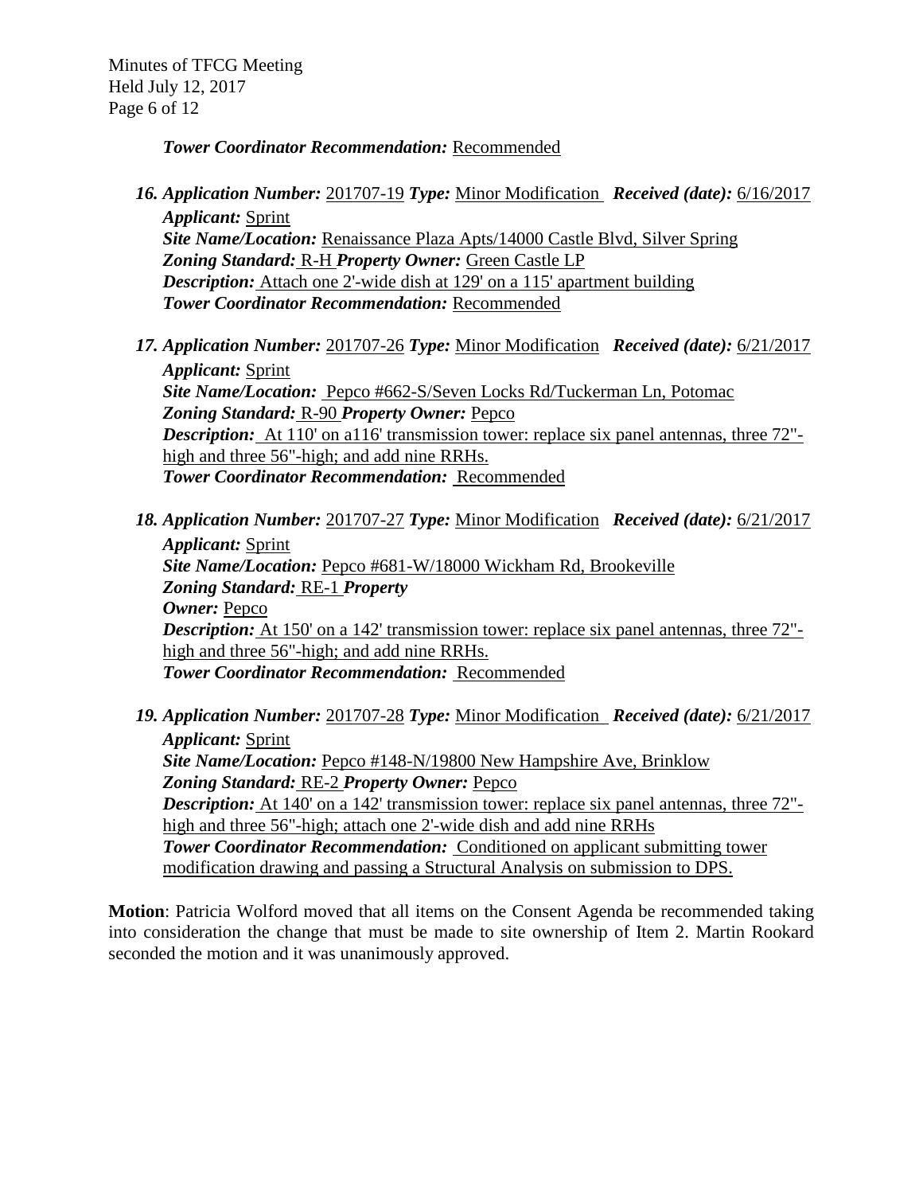***Tower Coordinator Recommendation:*** Recommended

16. ***Application Number:*** 201707-19 ***Type:*** Minor Modification ***Received (date):*** 6/16/2017
    ***Applicant:*** Sprint
    ***Site Name/Location:*** Renaissance Plaza Apts/14000 Castle Blvd, Silver Spring
    ***Zoning Standard:*** R-H ***Property Owner:*** Green Castle LP
    ***Description:*** Attach one 2'-wide dish at 129' on a 115' apartment building
    ***Tower Coordinator Recommendation:*** Recommended

17. ***Application Number:*** 201707-26 ***Type:*** Minor Modification ***Received (date):*** 6/21/2017
    ***Applicant:*** Sprint
    ***Site Name/Location:*** Pepco #662-S/Seven Locks Rd/Tuckerman Ln, Potomac
    ***Zoning Standard:*** R-90 ***Property Owner:*** Pepco
    ***Description:*** At 110' on a116' transmission tower: replace six panel antennas, three 72"-high and three 56"-high; and add nine RRHs.
    ***Tower Coordinator Recommendation:*** Recommended

18. ***Application Number:*** 201707-27 ***Type:*** Minor Modification ***Received (date):*** 6/21/2017
    ***Applicant:*** Sprint
    ***Site Name/Location:*** Pepco #681-W/18000 Wickham Rd, Brookeville
    ***Zoning Standard:*** RE-1 ***Property Owner:*** Pepco
    ***Description:*** At 150' on a 142' transmission tower: replace six panel antennas, three 72"-high and three 56"-high; and add nine RRHs.
    ***Tower Coordinator Recommendation:*** Recommended

19. ***Application Number:*** 201707-28 ***Type:*** Minor Modification ***Received (date):*** 6/21/2017
    ***Applicant:*** Sprint
    ***Site Name/Location:*** Pepco #148-N/19800 New Hampshire Ave, Brinklow
    ***Zoning Standard:*** RE-2 ***Property Owner:*** Pepco
    ***Description:*** At 140' on a 142' transmission tower: replace six panel antennas, three 72"-high and three 56"-high; attach one 2'-wide dish and add nine RRHs
    ***Tower Coordinator Recommendation:*** Conditioned on applicant submitting tower modification drawing and passing a Structural Analysis on submission to DPS.

**Motion**: Patricia Wolford moved that all items on the Consent Agenda be recommended taking into consideration the change that must be made to site ownership of Item 2. Martin Rookard seconded the motion and it was unanimously approved.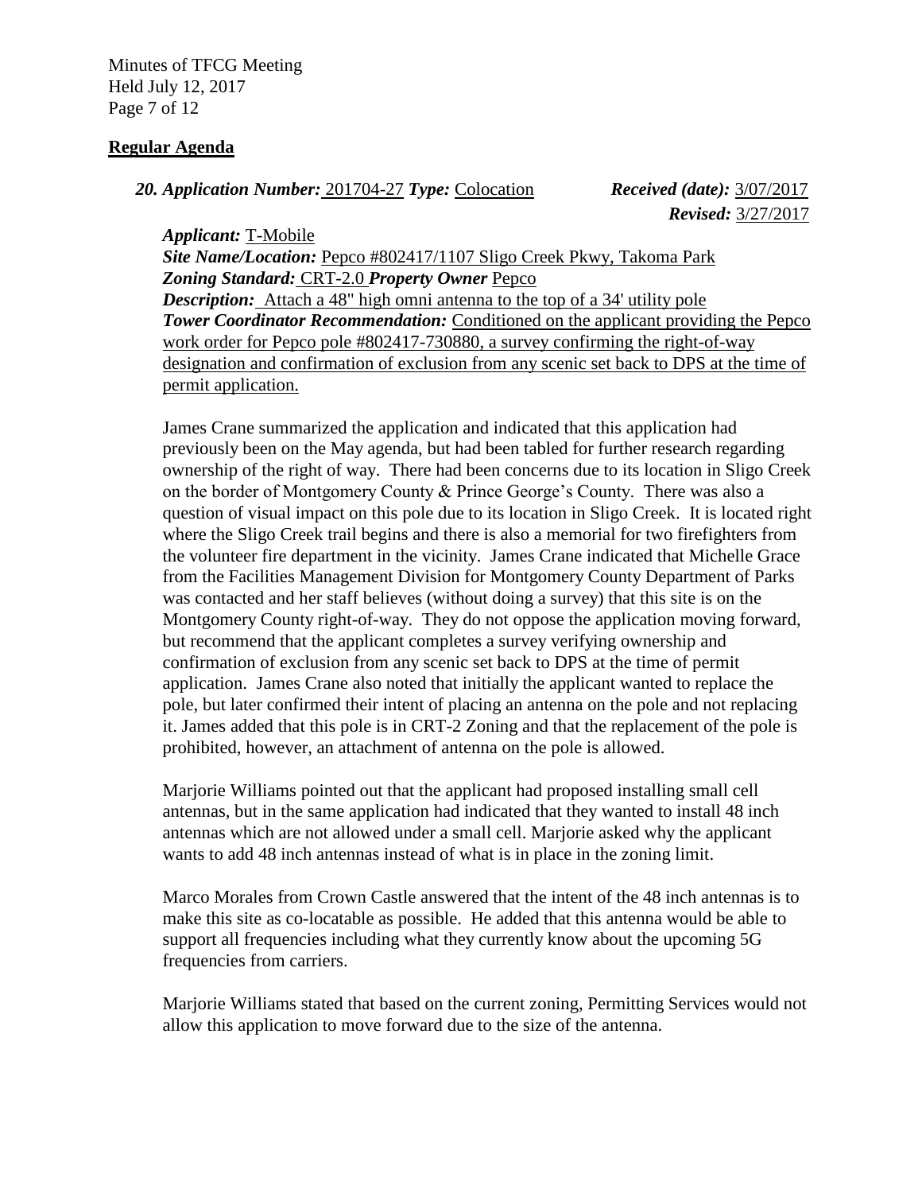## Regular Agenda

***20. Application Number:*** 201704-27 ***Type:*** Colocation ***Received (date):*** 3/07/2017 ***Revised:*** 3/27/2017

***Applicant:*** T-Mobile
***Site Name/Location:*** Pepco #802417/1107 Sligo Creek Pkwy, Takoma Park
***Zoning Standard:*** CRT-2.0 ***Property Owner*** Pepco
***Description:*** Attach a 48" high omni antenna to the top of a 34' utility pole
***Tower Coordinator Recommendation:*** Conditioned on the applicant providing the Pepco work order for Pepco pole #802417-730880, a survey confirming the right-of-way designation and confirmation of exclusion from any scenic set back to DPS at the time of permit application.

James Crane summarized the application and indicated that this application had previously been on the May agenda, but had been tabled for further research regarding ownership of the right of way. There had been concerns due to its location in Sligo Creek on the border of Montgomery County & Prince George's County. There was also a question of visual impact on this pole due to its location in Sligo Creek. It is located right where the Sligo Creek trail begins and there is also a memorial for two firefighters from the volunteer fire department in the vicinity. James Crane indicated that Michelle Grace from the Facilities Management Division for Montgomery County Department of Parks was contacted and her staff believes (without doing a survey) that this site is on the Montgomery County right-of-way. They do not oppose the application moving forward, but recommend that the applicant completes a survey verifying ownership and confirmation of exclusion from any scenic set back to DPS at the time of permit application. James Crane also noted that initially the applicant wanted to replace the pole, but later confirmed their intent of placing an antenna on the pole and not replacing it. James added that this pole is in CRT-2 Zoning and that the replacement of the pole is prohibited, however, an attachment of antenna on the pole is allowed.

Marjorie Williams pointed out that the applicant had proposed installing small cell antennas, but in the same application had indicated that they wanted to install 48 inch antennas which are not allowed under a small cell. Marjorie asked why the applicant wants to add 48 inch antennas instead of what is in place in the zoning limit.

Marco Morales from Crown Castle answered that the intent of the 48 inch antennas is to make this site as co-locatable as possible. He added that this antenna would be able to support all frequencies including what they currently know about the upcoming 5G frequencies from carriers.

Marjorie Williams stated that based on the current zoning, Permitting Services would not allow this application to move forward due to the size of the antenna.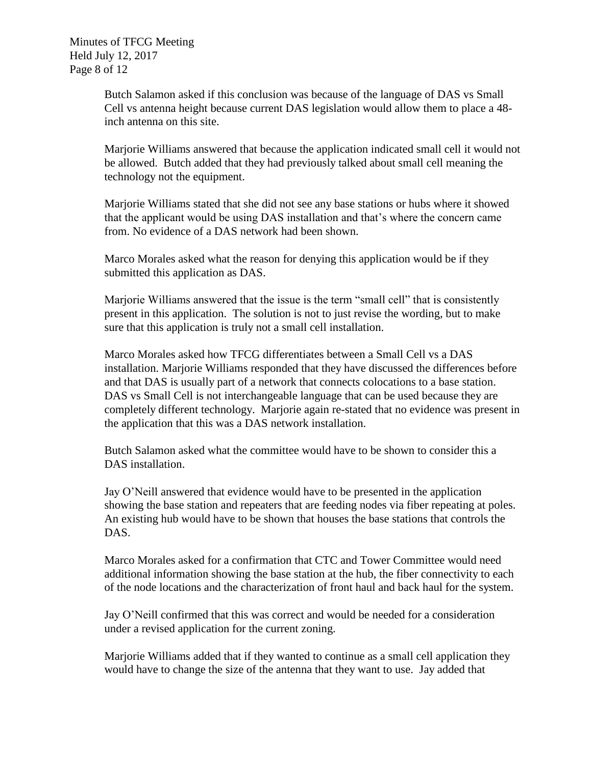Butch Salamon asked if this conclusion was because of the language of DAS vs Small Cell vs antenna height because current DAS legislation would allow them to place a 48-inch antenna on this site.

Marjorie Williams answered that because the application indicated small cell it would not be allowed. Butch added that they had previously talked about small cell meaning the technology not the equipment.

Marjorie Williams stated that she did not see any base stations or hubs where it showed that the applicant would be using DAS installation and that's where the concern came from. No evidence of a DAS network had been shown.

Marco Morales asked what the reason for denying this application would be if they submitted this application as DAS.

Marjorie Williams answered that the issue is the term "small cell" that is consistently present in this application. The solution is not to just revise the wording, but to make sure that this application is truly not a small cell installation.

Marco Morales asked how TFCG differentiates between a Small Cell vs a DAS installation. Marjorie Williams responded that they have discussed the differences before and that DAS is usually part of a network that connects colocations to a base station. DAS vs Small Cell is not interchangeable language that can be used because they are completely different technology. Marjorie again re-stated that no evidence was present in the application that this was a DAS network installation.

Butch Salamon asked what the committee would have to be shown to consider this a DAS installation.

Jay O'Neill answered that evidence would have to be presented in the application showing the base station and repeaters that are feeding nodes via fiber repeating at poles. An existing hub would have to be shown that houses the base stations that controls the DAS.

Marco Morales asked for a confirmation that CTC and Tower Committee would need additional information showing the base station at the hub, the fiber connectivity to each of the node locations and the characterization of front haul and back haul for the system.

Jay O'Neill confirmed that this was correct and would be needed for a consideration under a revised application for the current zoning.

Marjorie Williams added that if they wanted to continue as a small cell application they would have to change the size of the antenna that they want to use. Jay added that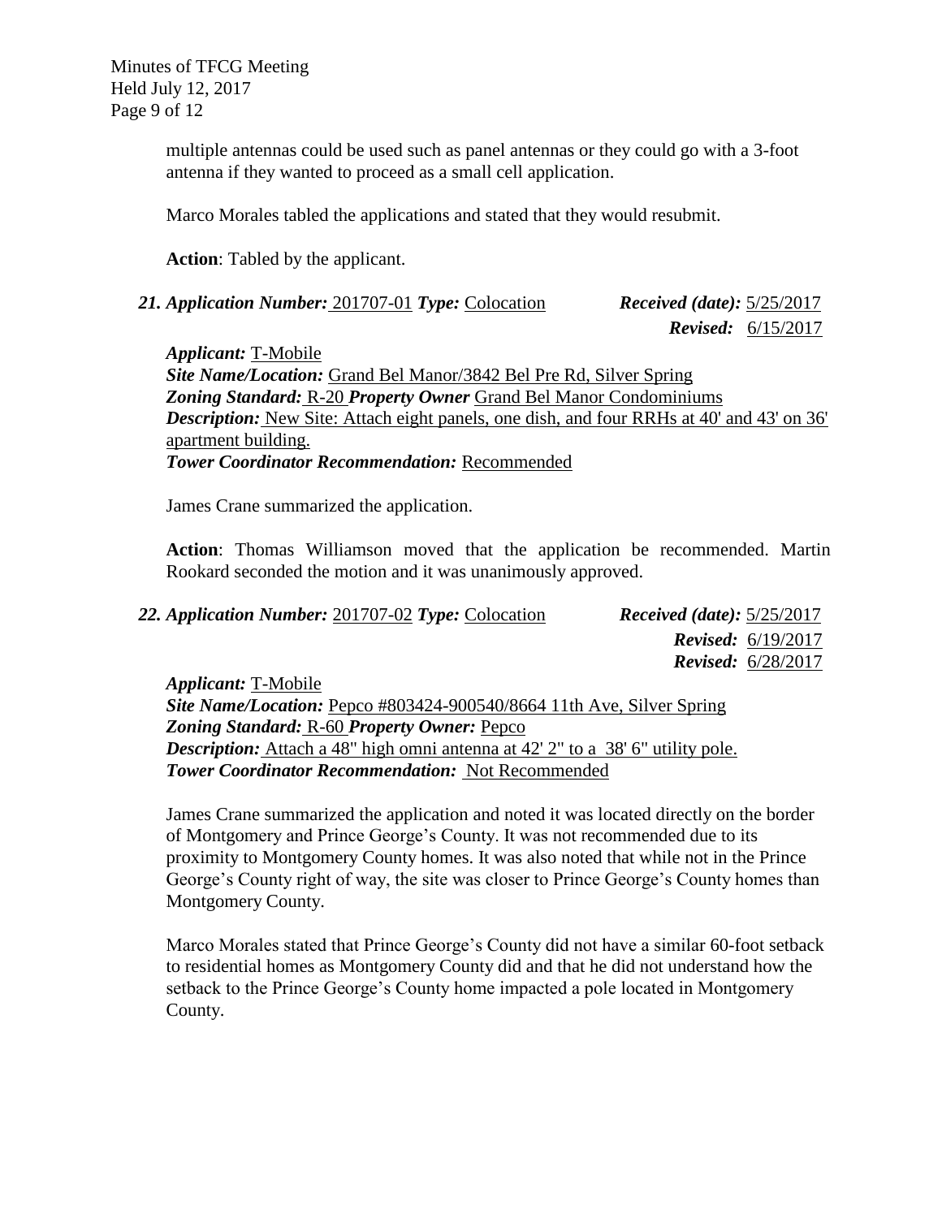multiple antennas could be used such as panel antennas or they could go with a 3-foot antenna if they wanted to proceed as a small cell application.

Marco Morales tabled the applications and stated that they would resubmit.

**Action**: Tabled by the applicant.

***21. Application Number:*** 201707-01 ***Type:*** Colocation ***Received (date):*** 5/25/2017
***Revised:*** 6/15/2017

***Applicant:*** T-Mobile
***Site Name/Location:*** Grand Bel Manor/3842 Bel Pre Rd, Silver Spring
***Zoning Standard:*** R-20 ***Property Owner*** Grand Bel Manor Condominiums
***Description:*** New Site: Attach eight panels, one dish, and four RRHs at 40' and 43' on 36' apartment building.
***Tower Coordinator Recommendation:*** Recommended

James Crane summarized the application.

**Action**: Thomas Williamson moved that the application be recommended. Martin Rookard seconded the motion and it was unanimously approved.

***22. Application Number:*** 201707-02 ***Type:*** Colocation ***Received (date):*** 5/25/2017
***Revised:*** 6/19/2017
***Revised:*** 6/28/2017

***Applicant:*** T-Mobile
***Site Name/Location:*** Pepco #803424-900540/8664 11th Ave, Silver Spring
***Zoning Standard:*** R-60 ***Property Owner:*** Pepco
***Description:*** Attach a 48" high omni antenna at 42' 2" to a 38' 6" utility pole.
***Tower Coordinator Recommendation:*** Not Recommended

James Crane summarized the application and noted it was located directly on the border of Montgomery and Prince George's County. It was not recommended due to its proximity to Montgomery County homes. It was also noted that while not in the Prince George's County right of way, the site was closer to Prince George's County homes than Montgomery County.

Marco Morales stated that Prince George's County did not have a similar 60-foot setback to residential homes as Montgomery County did and that he did not understand how the setback to the Prince George's County home impacted a pole located in Montgomery County.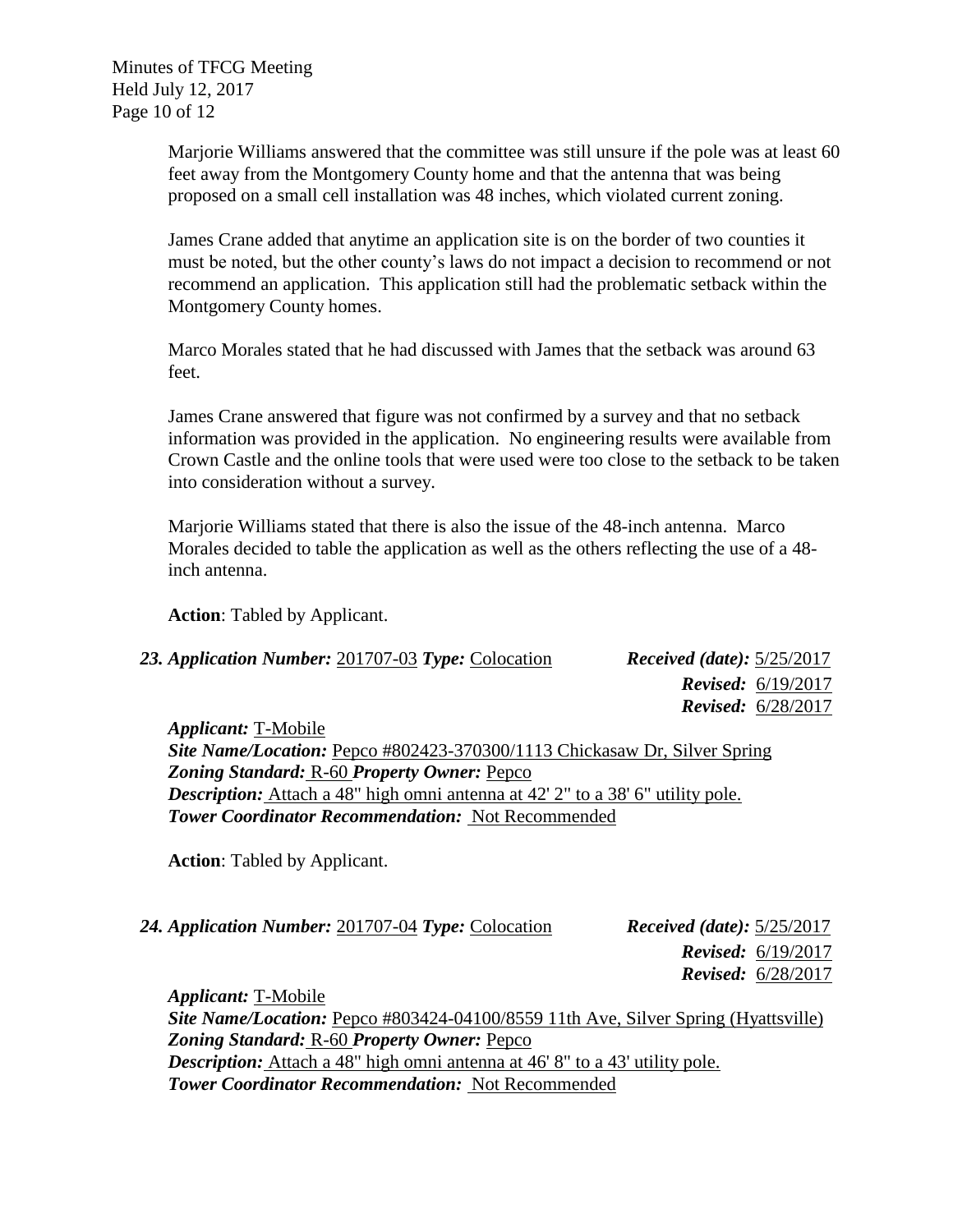Marjorie Williams answered that the committee was still unsure if the pole was at least 60 feet away from the Montgomery County home and that the antenna that was being proposed on a small cell installation was 48 inches, which violated current zoning.

James Crane added that anytime an application site is on the border of two counties it must be noted, but the other county's laws do not impact a decision to recommend or not recommend an application. This application still had the problematic setback within the Montgomery County homes.

Marco Morales stated that he had discussed with James that the setback was around 63 feet.

James Crane answered that figure was not confirmed by a survey and that no setback information was provided in the application. No engineering results were available from Crown Castle and the online tools that were used were too close to the setback to be taken into consideration without a survey.

Marjorie Williams stated that there is also the issue of the 48-inch antenna. Marco Morales decided to table the application as well as the others reflecting the use of a 48-inch antenna.

**Action**: Tabled by Applicant.

***23. Application Number:*** 201707-03 ***Type:*** Colocation ***Received (date):*** 5/25/2017
***Revised:*** 6/19/2017
***Revised:*** 6/28/2017

***Applicant:*** T-Mobile
***Site Name/Location:*** Pepco #802423-370300/1113 Chickasaw Dr, Silver Spring
***Zoning Standard:*** R-60 ***Property Owner:*** Pepco
***Description:*** Attach a 48" high omni antenna at 42' 2" to a 38' 6" utility pole.
***Tower Coordinator Recommendation:*** Not Recommended

**Action**: Tabled by Applicant.

***24. Application Number:*** 201707-04 ***Type:*** Colocation ***Received (date):*** 5/25/2017
***Revised:*** 6/19/2017
***Revised:*** 6/28/2017

***Applicant:*** T-Mobile
***Site Name/Location:*** Pepco #803424-04100/8559 11th Ave, Silver Spring (Hyattsville)
***Zoning Standard:*** R-60 ***Property Owner:*** Pepco
***Description:*** Attach a 48" high omni antenna at 46' 8" to a 43' utility pole.
***Tower Coordinator Recommendation:*** Not Recommended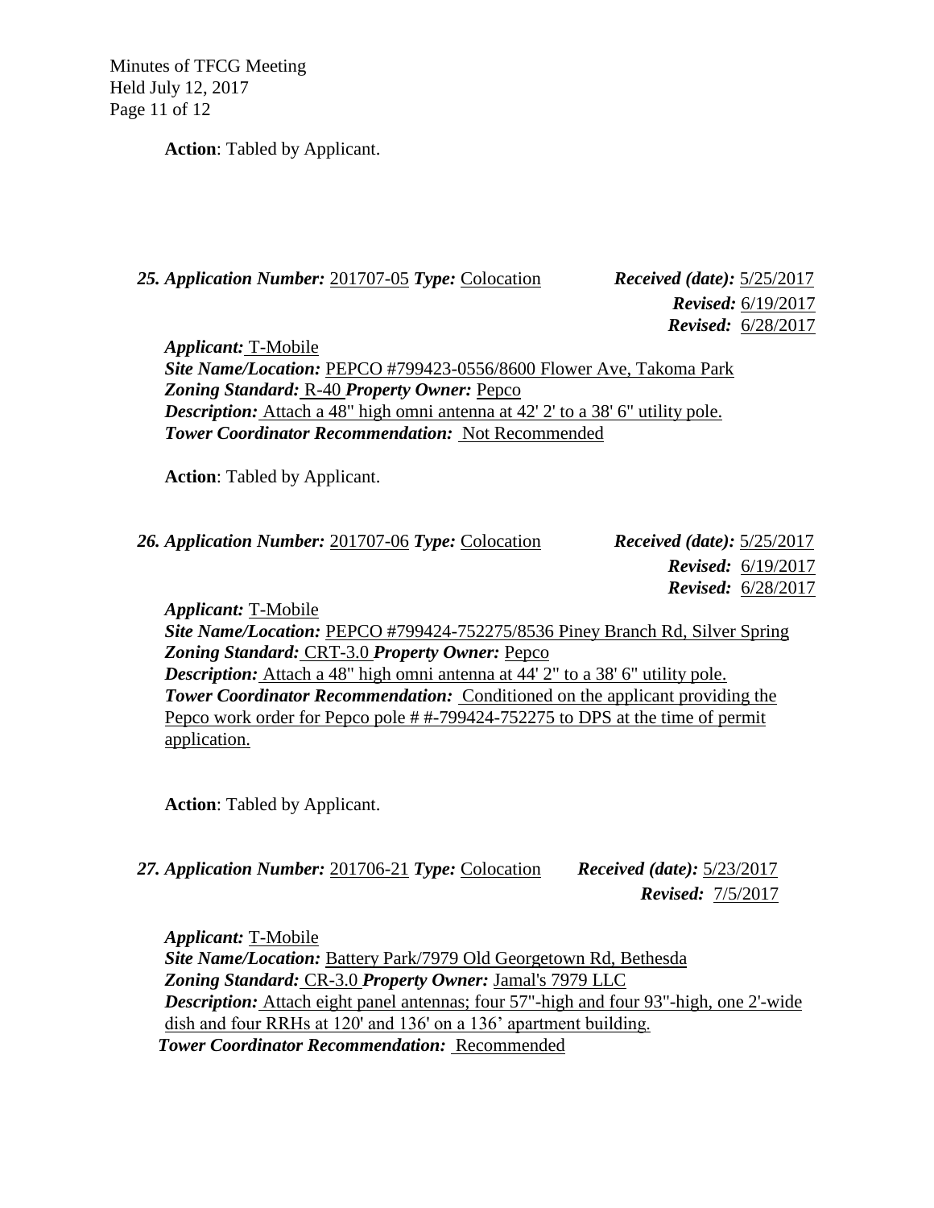**Action**: Tabled by Applicant.

***25. Application Number:*** 201707-05 ***Type:*** Colocation ***Received (date):*** 5/25/2017
***Revised:*** 6/19/2017
***Revised:*** 6/28/2017

***Applicant:*** T-Mobile
***Site Name/Location:*** PEPCO #799423-0556/8600 Flower Ave, Takoma Park
***Zoning Standard:*** R-40 ***Property Owner:*** Pepco
***Description:*** Attach a 48" high omni antenna at 42' 2' to a 38' 6" utility pole.
***Tower Coordinator Recommendation:*** Not Recommended

**Action**: Tabled by Applicant.

***26. Application Number:*** 201707-06 ***Type:*** Colocation ***Received (date):*** 5/25/2017
***Revised:*** 6/19/2017
***Revised:*** 6/28/2017

***Applicant:*** T-Mobile
***Site Name/Location:*** PEPCO #799424-752275/8536 Piney Branch Rd, Silver Spring
***Zoning Standard:*** CRT-3.0 ***Property Owner:*** Pepco
***Description:*** Attach a 48" high omni antenna at 44' 2" to a 38' 6" utility pole.
***Tower Coordinator Recommendation:*** Conditioned on the applicant providing the Pepco work order for Pepco pole # #-799424-752275 to DPS at the time of permit application.

**Action**: Tabled by Applicant.

***27. Application Number:*** 201706-21 ***Type:*** Colocation ***Received (date):*** 5/23/2017
***Revised:*** 7/5/2017

***Applicant:*** T-Mobile
***Site Name/Location:*** Battery Park/7979 Old Georgetown Rd, Bethesda
***Zoning Standard:*** CR-3.0 ***Property Owner:*** Jamal's 7979 LLC
***Description:*** Attach eight panel antennas; four 57"-high and four 93"-high, one 2'-wide dish and four RRHs at 120' and 136' on a 136' apartment building.
***Tower Coordinator Recommendation:*** Recommended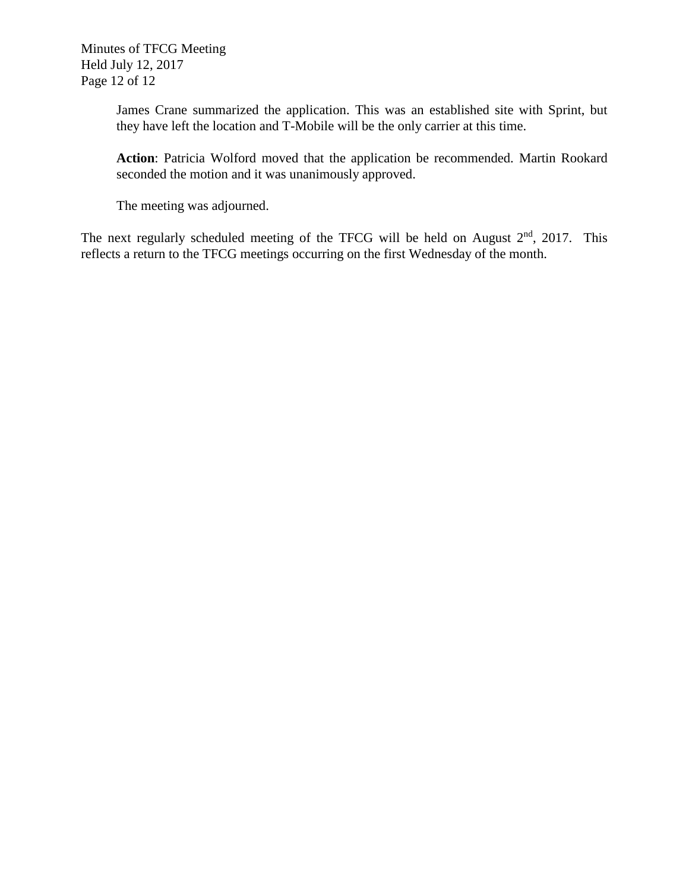James Crane summarized the application. This was an established site with Sprint, but they have left the location and T-Mobile will be the only carrier at this time.

**Action**: Patricia Wolford moved that the application be recommended. Martin Rookard seconded the motion and it was unanimously approved.

The meeting was adjourned.

The next regularly scheduled meeting of the TFCG will be held on August 2nd, 2017. This reflects a return to the TFCG meetings occurring on the first Wednesday of the month.